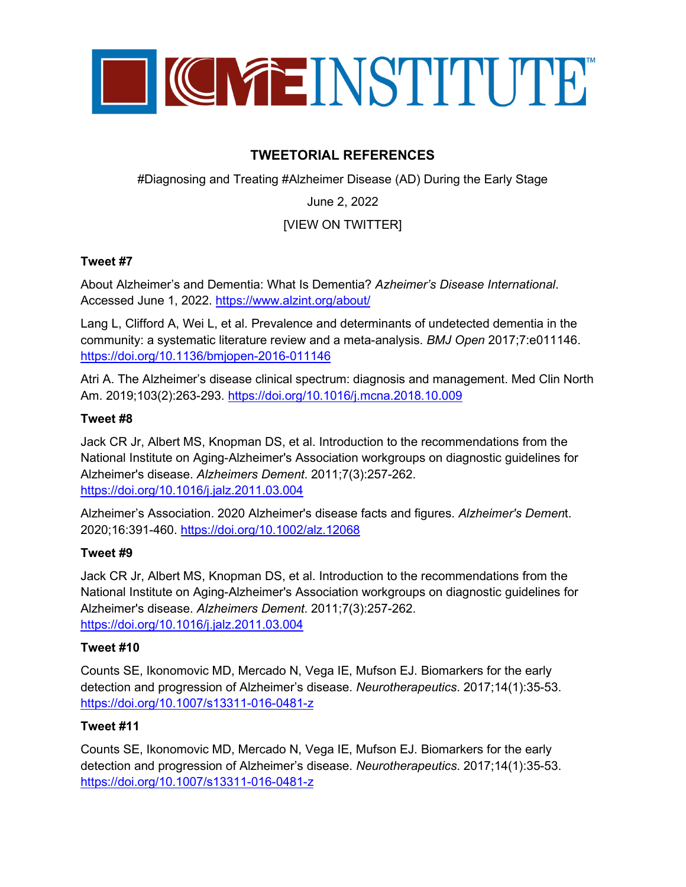CME INSTITUTE™

## TWEETORIAL REFERENCES

#Diagnosing and Treating #Alzheimer Disease (AD) During the Early Stage

June 2, 2022

[VIEW ON TWITTER]

**Tweet #7**

About Alzheimer's and Dementia: What Is Dementia? *Azheimer's Disease International*. Accessed June 1, 2022. https://www.alzint.org/about/

Lang L, Clifford A, Wei L, et al. Prevalence and determinants of undetected dementia in the community: a systematic literature review and a meta-analysis. *BMJ Open* 2017;7:e011146. https://doi.org/10.1136/bmjopen-2016-011146

Atri A. The Alzheimer's disease clinical spectrum: diagnosis and management. Med Clin North Am. 2019;103(2):263-293. https://doi.org/10.1016/j.mcna.2018.10.009

**Tweet #8**

Jack CR Jr, Albert MS, Knopman DS, et al. Introduction to the recommendations from the National Institute on Aging-Alzheimer's Association workgroups on diagnostic guidelines for Alzheimer's disease. *Alzheimers Dement*. 2011;7(3):257-262. https://doi.org/10.1016/j.jalz.2011.03.004

Alzheimer's Association. 2020 Alzheimer's disease facts and figures. *Alzheimer's Demen*t. 2020;16:391-460. https://doi.org/10.1002/alz.12068

**Tweet #9**

Jack CR Jr, Albert MS, Knopman DS, et al. Introduction to the recommendations from the National Institute on Aging-Alzheimer's Association workgroups on diagnostic guidelines for Alzheimer's disease. *Alzheimers Dement*. 2011;7(3):257-262. https://doi.org/10.1016/j.jalz.2011.03.004

**Tweet #10**

Counts SE, Ikonomovic MD, Mercado N, Vega IE, Mufson EJ. Biomarkers for the early detection and progression of Alzheimer's disease. *Neurotherapeutics*. 2017;14(1):35-53. https://doi.org/10.1007/s13311-016-0481-z

**Tweet #11**

Counts SE, Ikonomovic MD, Mercado N, Vega IE, Mufson EJ. Biomarkers for the early detection and progression of Alzheimer's disease. *Neurotherapeutics*. 2017;14(1):35-53. https://doi.org/10.1007/s13311-016-0481-z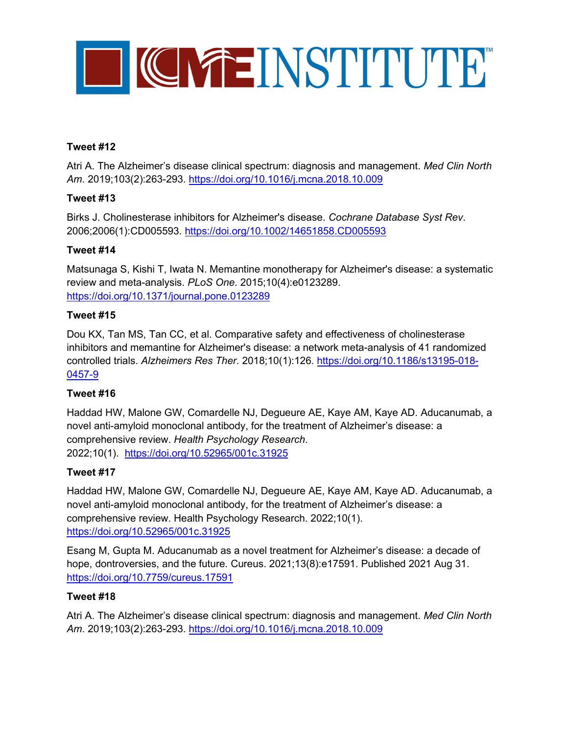**Tweet #12**

Atri A. The Alzheimer's disease clinical spectrum: diagnosis and management. *Med Clin North Am*. 2019;103(2):263-293. https://doi.org/10.1016/j.mcna.2018.10.009

**Tweet #13**

Birks J. Cholinesterase inhibitors for Alzheimer's disease. *Cochrane Database Syst Rev*. 2006;2006(1):CD005593. https://doi.org/10.1002/14651858.CD005593

**Tweet #14**

Matsunaga S, Kishi T, Iwata N. Memantine monotherapy for Alzheimer's disease: a systematic review and meta-analysis. *PLoS One*. 2015;10(4):e0123289. https://doi.org/10.1371/journal.pone.0123289

**Tweet #15**

Dou KX, Tan MS, Tan CC, et al. Comparative safety and effectiveness of cholinesterase inhibitors and memantine for Alzheimer's disease: a network meta-analysis of 41 randomized controlled trials. *Alzheimers Res Ther*. 2018;10(1):126. https://doi.org/10.1186/s13195-018-0457-9

**Tweet #16**

Haddad HW, Malone GW, Comardelle NJ, Degueure AE, Kaye AM, Kaye AD. Aducanumab, a novel anti-amyloid monoclonal antibody, for the treatment of Alzheimer's disease: a comprehensive review. *Health Psychology Research*. 2022;10(1). https://doi.org/10.52965/001c.31925

**Tweet #17**

Haddad HW, Malone GW, Comardelle NJ, Degueure AE, Kaye AM, Kaye AD. Aducanumab, a novel anti-amyloid monoclonal antibody, for the treatment of Alzheimer's disease: a comprehensive review. Health Psychology Research. 2022;10(1). https://doi.org/10.52965/001c.31925

Esang M, Gupta M. Aducanumab as a novel treatment for Alzheimer's disease: a decade of hope, dontroversies, and the future. Cureus. 2021;13(8):e17591. Published 2021 Aug 31. https://doi.org/10.7759/cureus.17591

**Tweet #18**

Atri A. The Alzheimer's disease clinical spectrum: diagnosis and management. *Med Clin North Am*. 2019;103(2):263-293. https://doi.org/10.1016/j.mcna.2018.10.009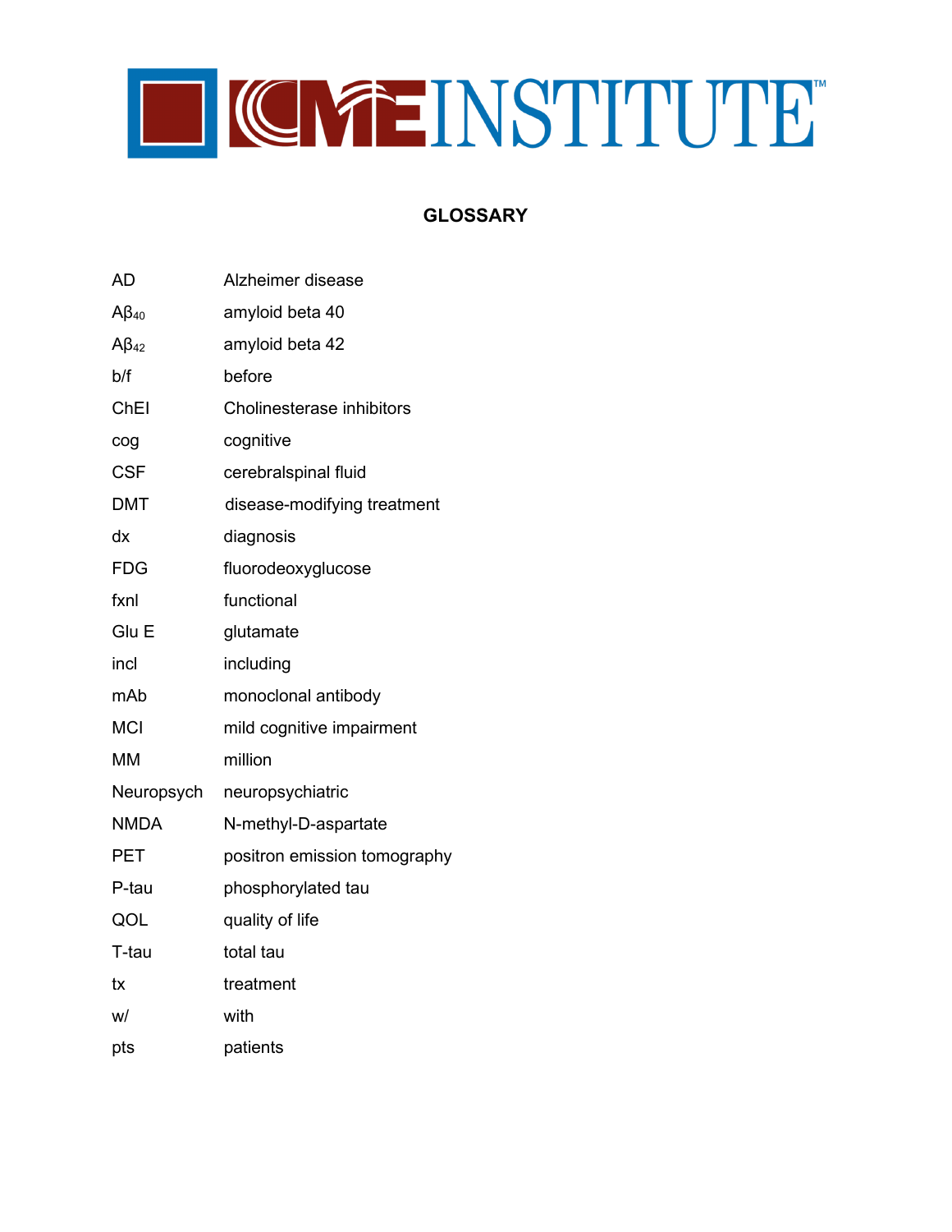CME INSTITUTE

# GLOSSARY

| | |
|---|---|
| AD | Alzheimer disease |
| A$\beta_{40}$ | amyloid beta 40 |
| A$\beta_{42}$ | amyloid beta 42 |
| b/f | before |
| ChEI | Cholinesterase inhibitors |
| cog | cognitive |
| CSF | cerebralspinal fluid |
| DMT | disease-modifying treatment |
| dx | diagnosis |
| FDG | fluorodeoxyglucose |
| fxnl | functional |
| Glu E | glutamate |
| incl | including |
| mAb | monoclonal antibody |
| MCI | mild cognitive impairment |
| MM | million |
| Neuropsych | neuropsychiatric |
| NMDA | N-methyl-D-aspartate |
| PET | positron emission tomography |
| P-tau | phosphorylated tau |
| QOL | quality of life |
| T-tau | total tau |
| tx | treatment |
| w/ | with |
| pts | patients |